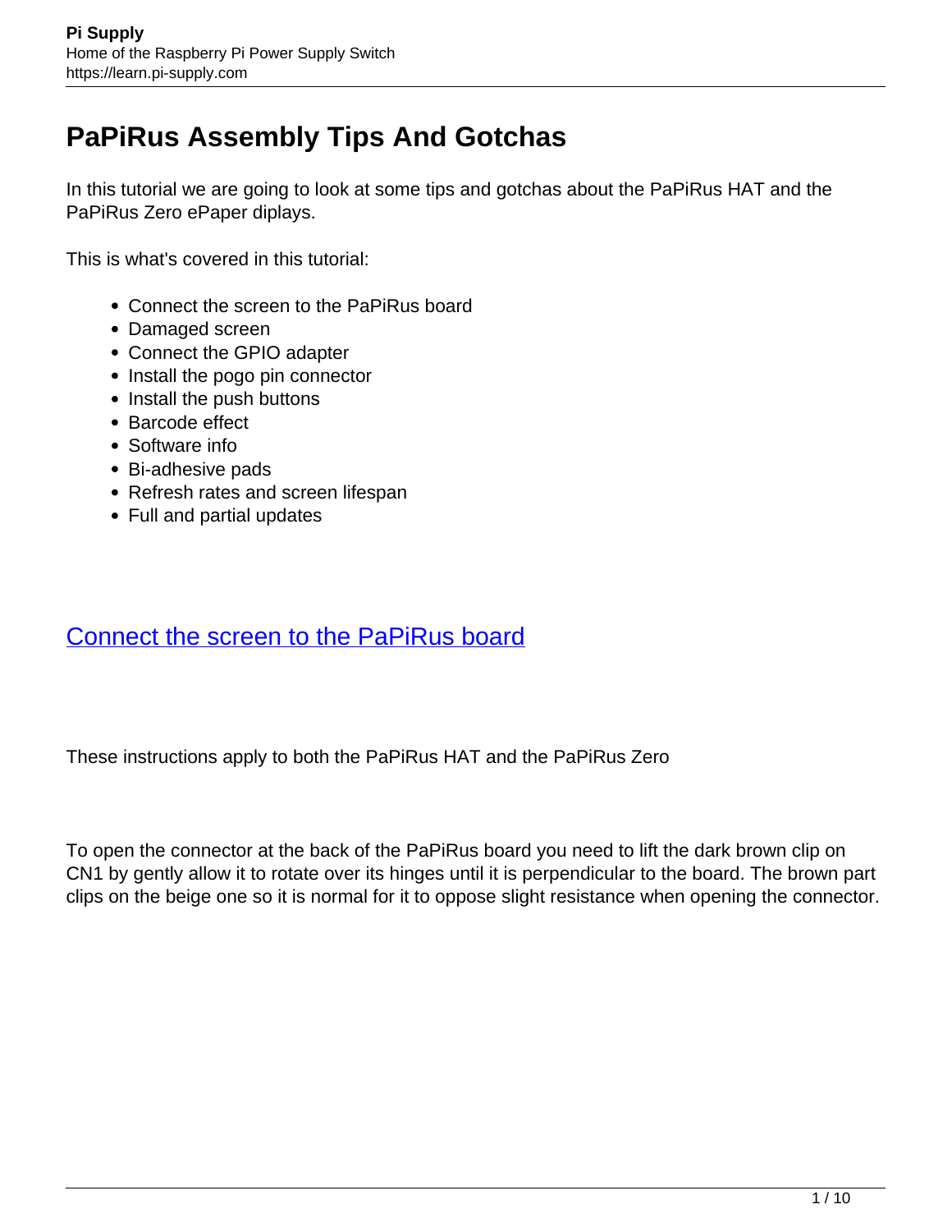# PaPiRus Assembly Tips And Gotchas

In this tutorial we are going to look at some tips and gotchas about the PaPiRus HAT and the PaPiRus Zero ePaper diplays.

This is what's covered in this tutorial:

- Connect the screen to the PaPiRus board
- Damaged screen
- Connect the GPIO adapter
- Install the pogo pin connector
- Install the push buttons
- Barcode effect
- Software info
- Bi-adhesive pads
- Refresh rates and screen lifespan
- Full and partial updates

## Connect the screen to the PaPiRus board

These instructions apply to both the PaPiRus HAT and the PaPiRus Zero

To open the connector at the back of the PaPiRus board you need to lift the dark brown clip on CN1 by gently allow it to rotate over its hinges until it is perpendicular to the board. The brown part clips on the beige one so it is normal for it to oppose slight resistance when opening the connector.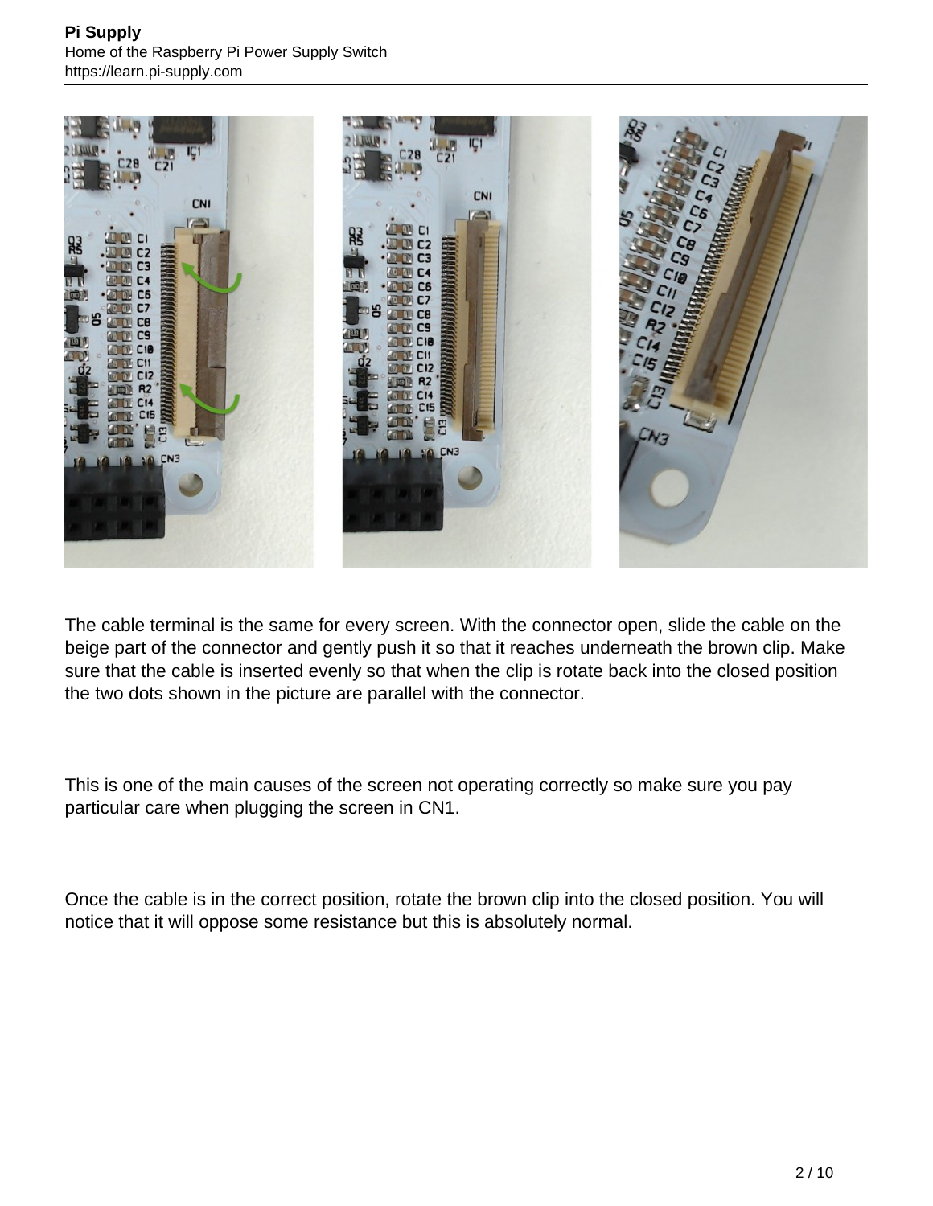The cable terminal is the same for every screen. With the connector open, slide the cable on the beige part of the connector and gently push it so that it reaches underneath the brown clip. Make sure that the cable is inserted evenly so that when the clip is rotate back into the closed position the two dots shown in the picture are parallel with the connector.

This is one of the main causes of the screen not operating correctly so make sure you pay particular care when plugging the screen in CN1.

Once the cable is in the correct position, rotate the brown clip into the closed position. You will notice that it will oppose some resistance but this is absolutely normal.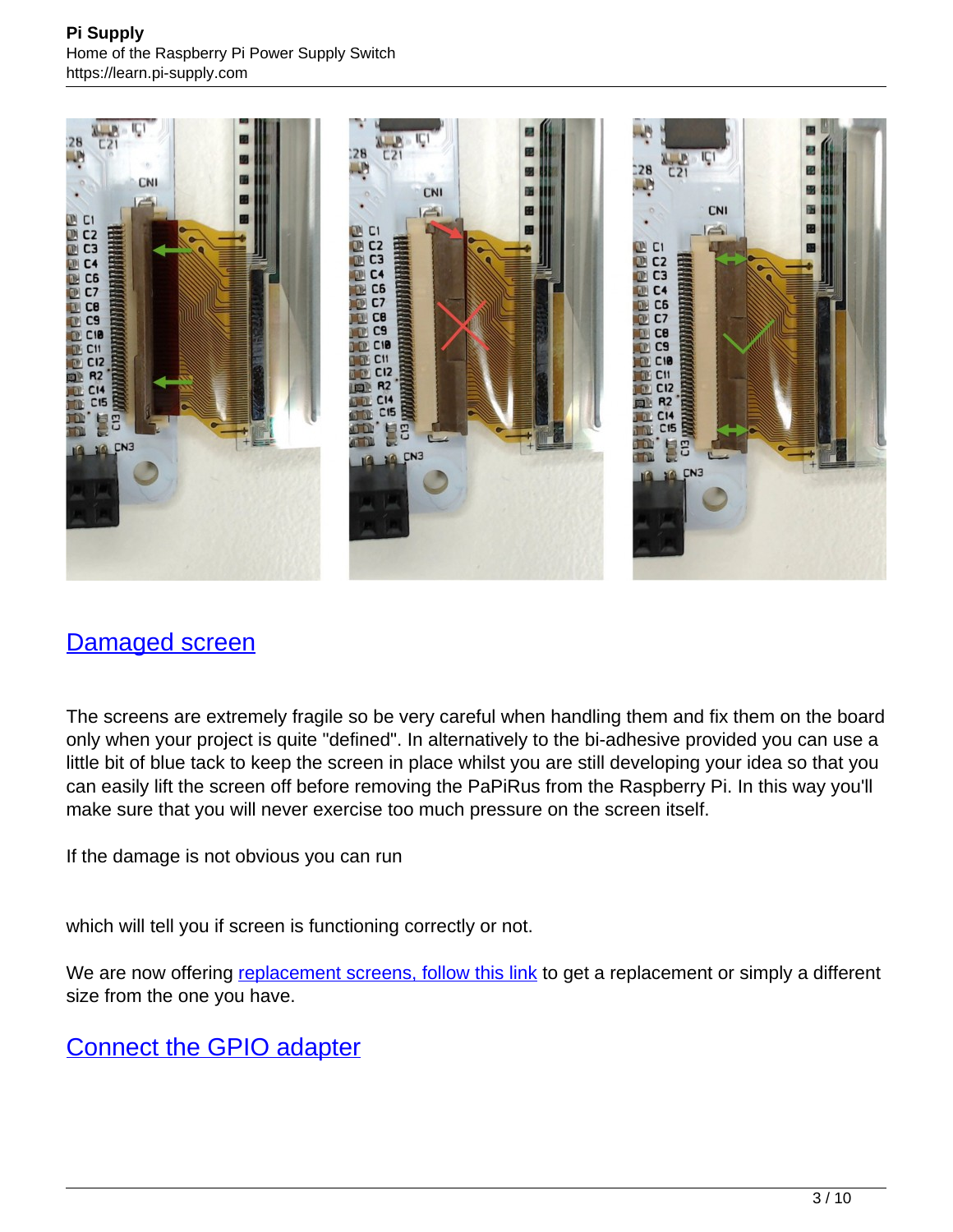## Damaged screen

The screens are extremely fragile so be very careful when handling them and fix them on the board only when your project is quite "defined". In alternatively to the bi-adhesive provided you can use a little bit of blue tack to keep the screen in place whilst you are still developing your idea so that you can easily lift the screen off before removing the PaPiRus from the Raspberry Pi. In this way you'll make sure that you will never exercise too much pressure on the screen itself.

If the damage is not obvious you can run

which will tell you if screen is functioning correctly or not.

We are now offering replacement screens, follow this link to get a replacement or simply a different size from the one you have.

## Connect the GPIO adapter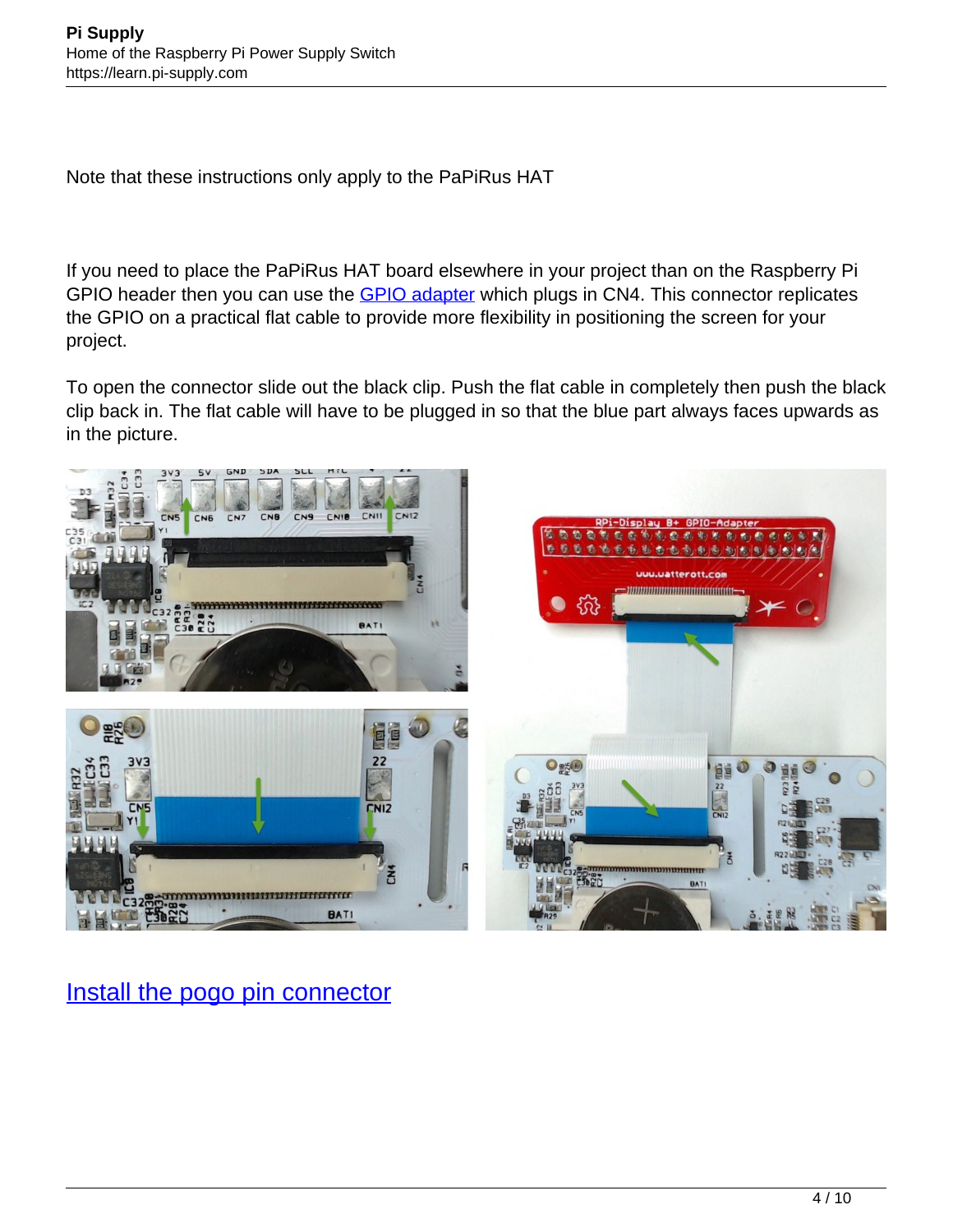Note that these instructions only apply to the PaPiRus HAT

If you need to place the PaPiRus HAT board elsewhere in your project than on the Raspberry Pi GPIO header then you can use the [GPIO adapter] which plugs in CN4. This connector replicates the GPIO on a practical flat cable to provide more flexibility in positioning the screen for your project.

To open the connector slide out the black clip. Push the flat cable in completely then push the black clip back in. The flat cable will have to be plugged in so that the blue part always faces upwards as in the picture.

[Install the pogo pin connector]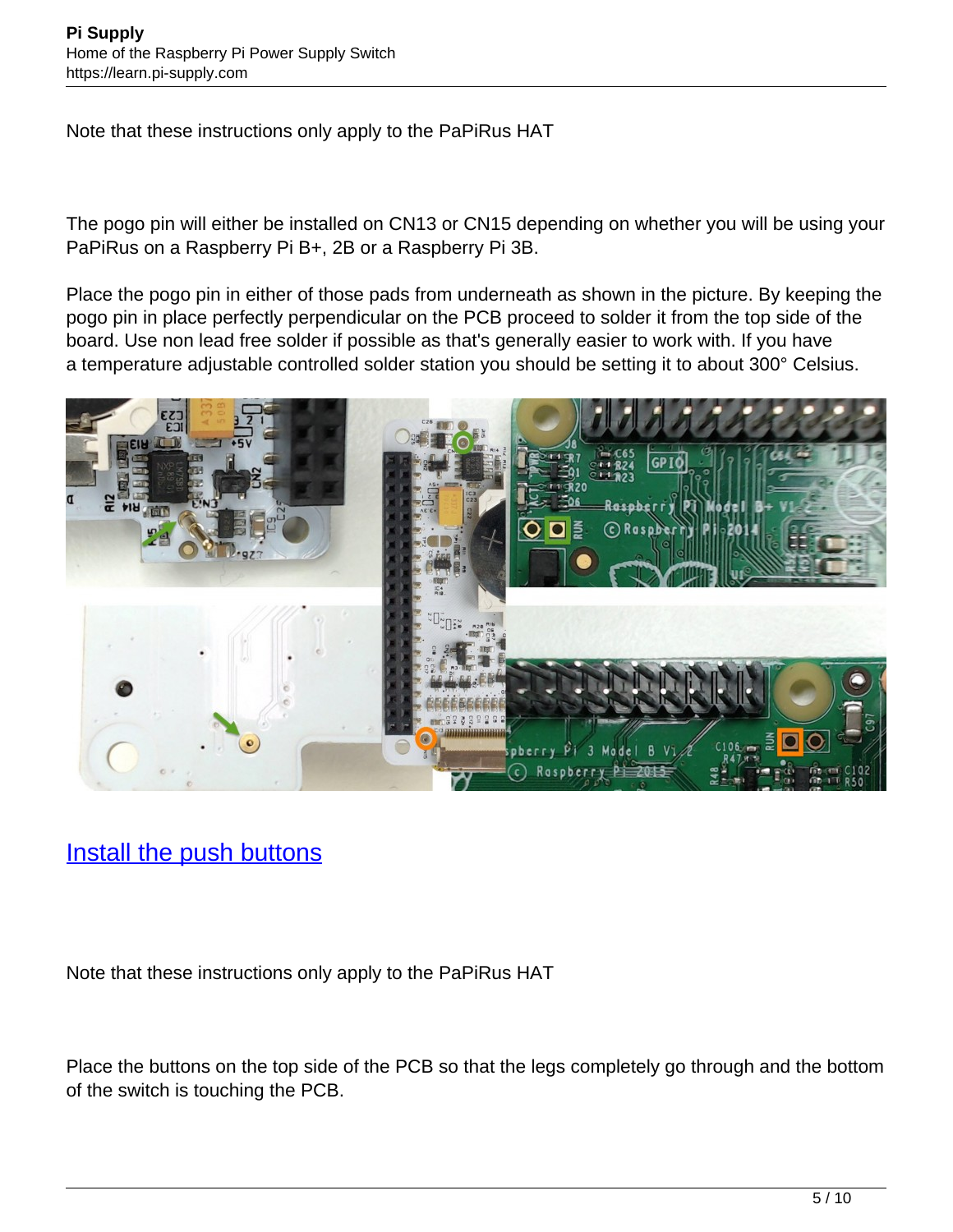Note that these instructions only apply to the PaPiRus HAT

The pogo pin will either be installed on CN13 or CN15 depending on whether you will be using your PaPiRus on a Raspberry Pi B+, 2B or a Raspberry Pi 3B.

Place the pogo pin in either of those pads from underneath as shown in the picture. By keeping the pogo pin in place perfectly perpendicular on the PCB proceed to solder it from the top side of the board. Use non lead free solder if possible as that's generally easier to work with. If you have a temperature adjustable controlled solder station you should be setting it to about 300° Celsius.

## [Install the push buttons]

Note that these instructions only apply to the PaPiRus HAT

Place the buttons on the top side of the PCB so that the legs completely go through and the bottom of the switch is touching the PCB.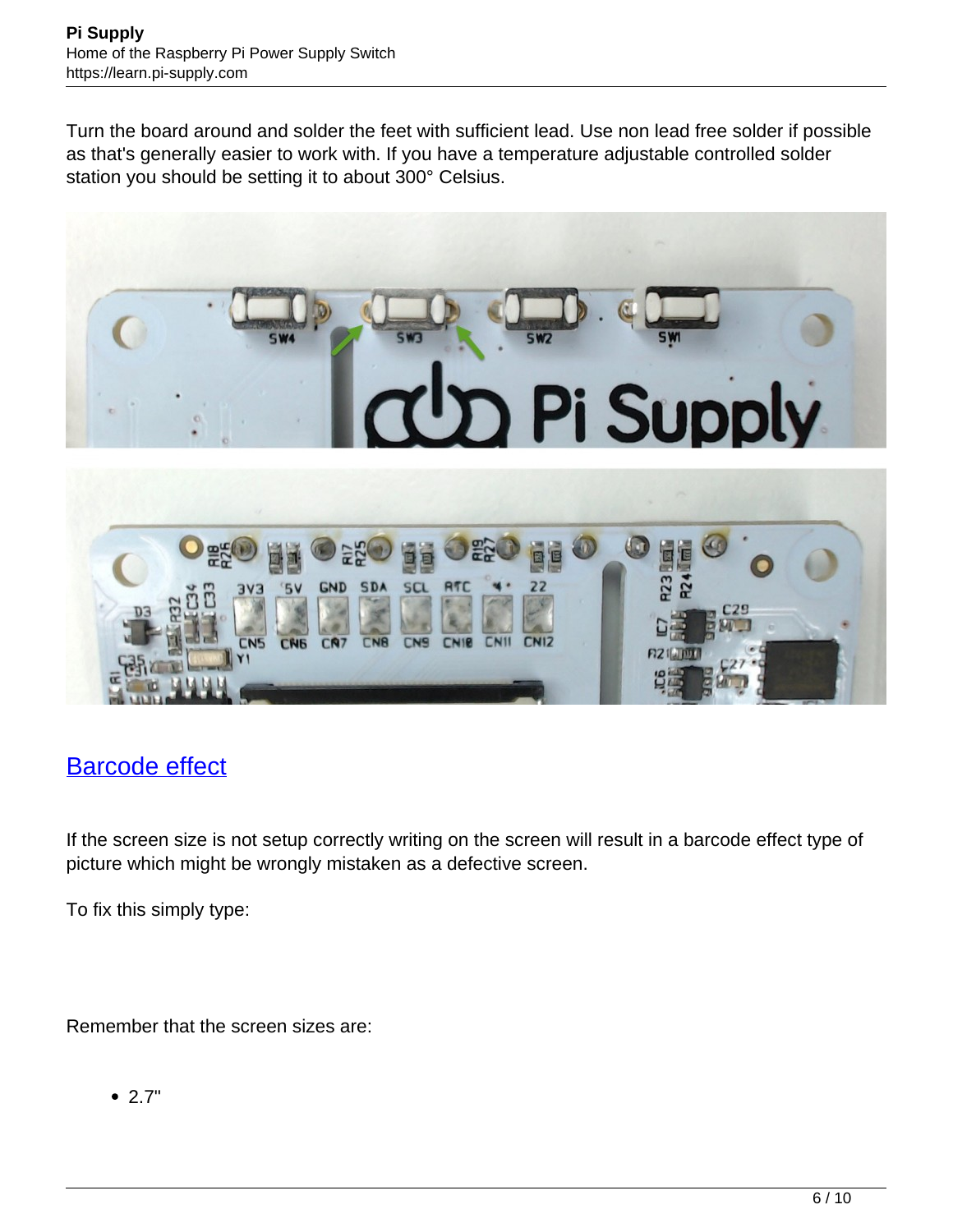Turn the board around and solder the feet with sufficient lead. Use non lead free solder if possible as that's generally easier to work with. If you have a temperature adjustable controlled solder station you should be setting it to about 300° Celsius.

## Barcode effect

If the screen size is not setup correctly writing on the screen will result in a barcode effect type of picture which might be wrongly mistaken as a defective screen.

To fix this simply type:

Remember that the screen sizes are:

- 2.7"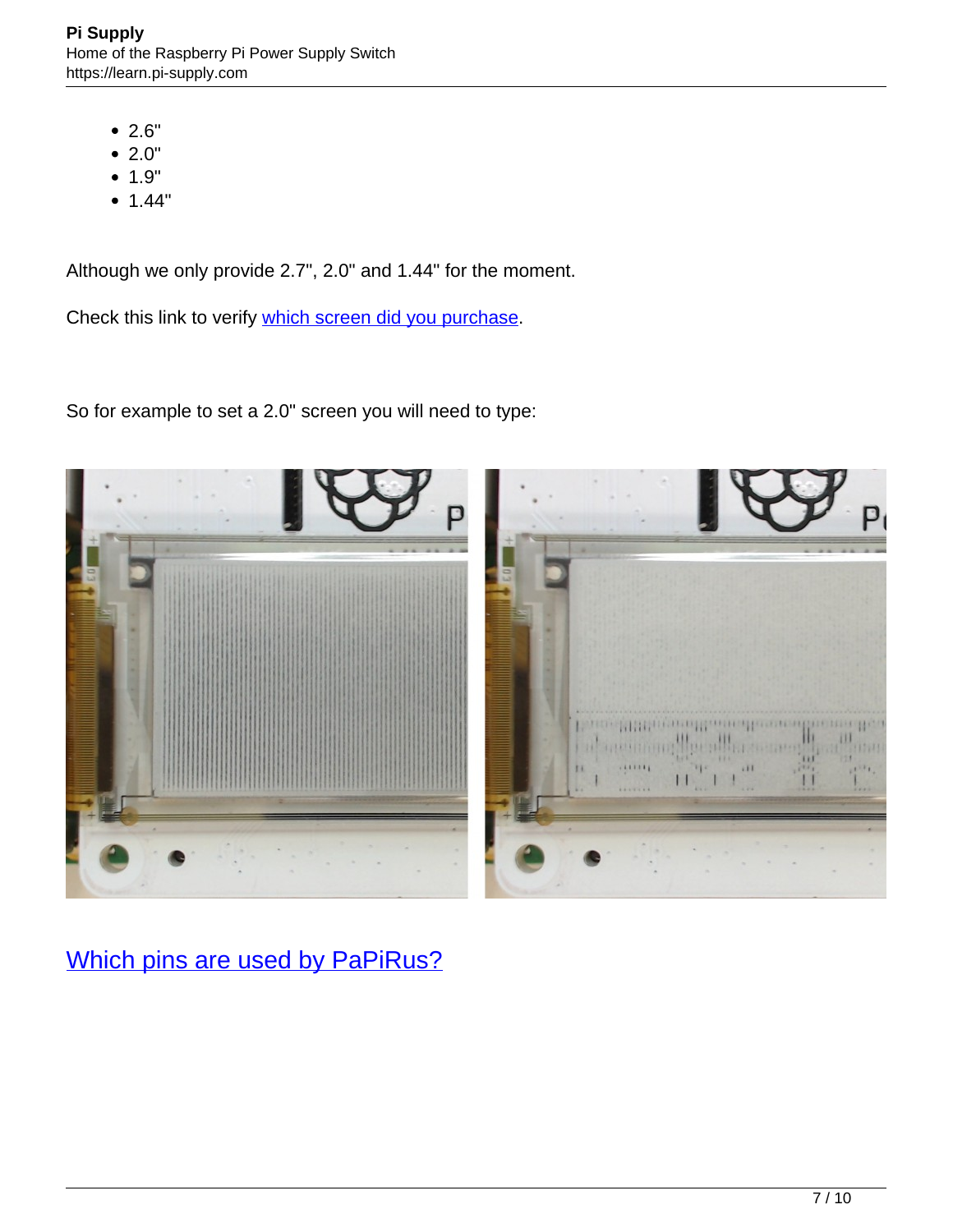- 2.6"
- 2.0"
- 1.9"
- 1.44"

Although we only provide 2.7", 2.0" and 1.44" for the moment.

Check this link to verify [which screen did you purchase](#).

So for example to set a 2.0" screen you will need to type:

## [Which pins are used by PaPiRus?](#)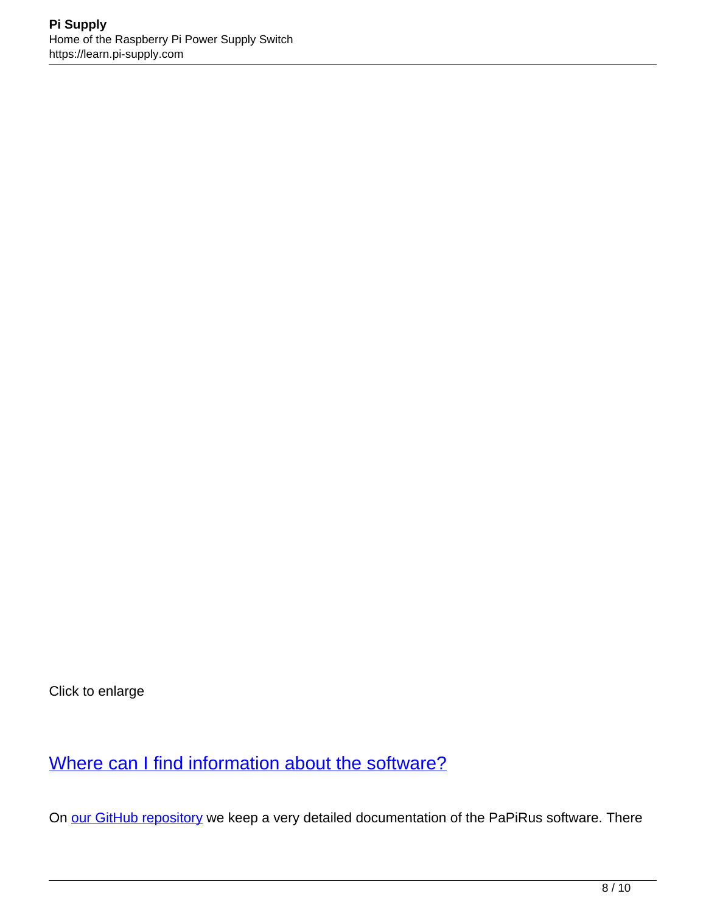Click to enlarge

## Where can I find information about the software?

On our GitHub repository we keep a very detailed documentation of the PaPiRus software. There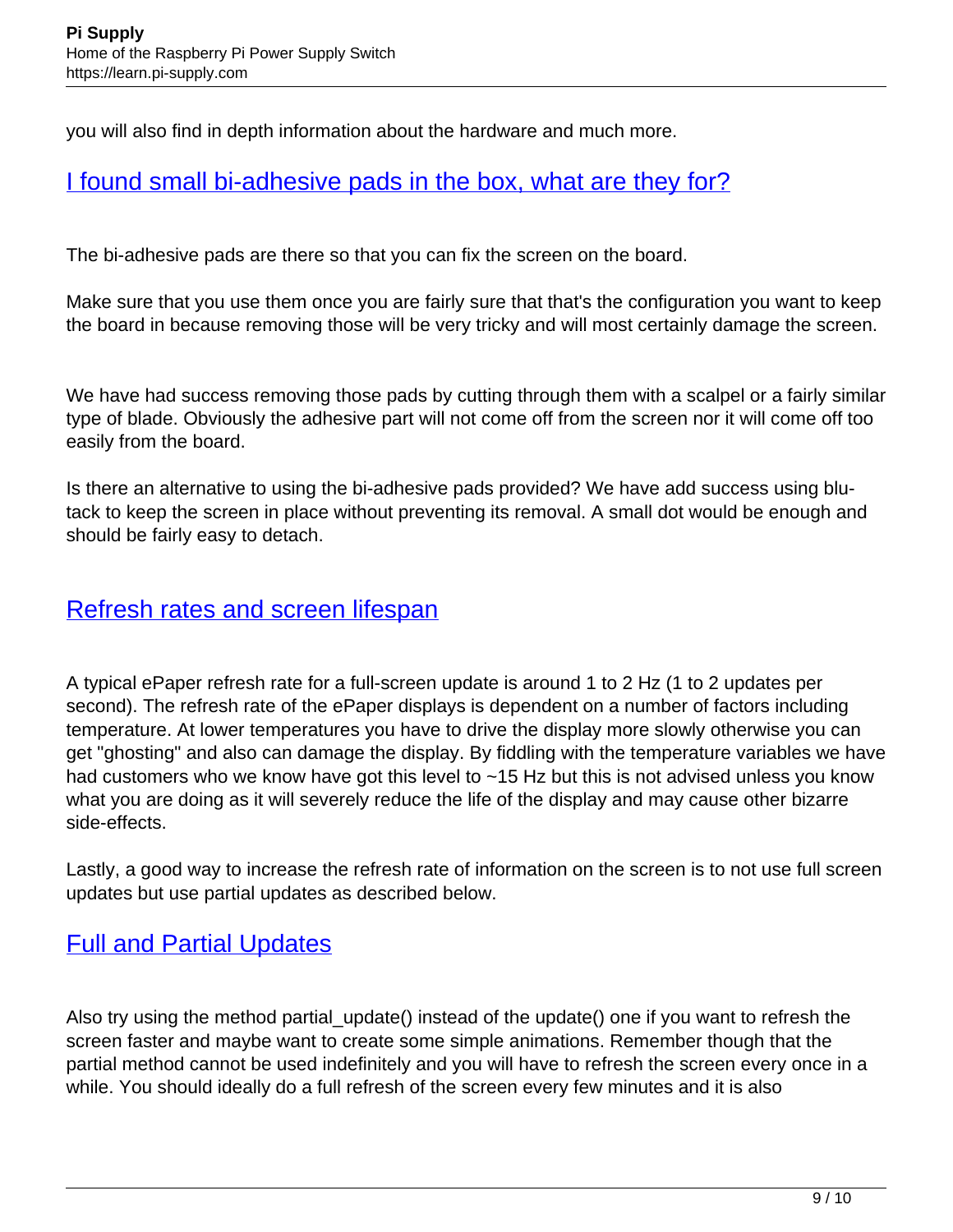you will also find in depth information about the hardware and much more.

## I found small bi-adhesive pads in the box, what are they for?

The bi-adhesive pads are there so that you can fix the screen on the board.

Make sure that you use them once you are fairly sure that that's the configuration you want to keep the board in because removing those will be very tricky and will most certainly damage the screen.

We have had success removing those pads by cutting through them with a scalpel or a fairly similar type of blade. Obviously the adhesive part will not come off from the screen nor it will come off too easily from the board.

Is there an alternative to using the bi-adhesive pads provided? We have add success using blu-tack to keep the screen in place without preventing its removal. A small dot would be enough and should be fairly easy to detach.

## Refresh rates and screen lifespan

A typical ePaper refresh rate for a full-screen update is around 1 to 2 Hz (1 to 2 updates per second). The refresh rate of the ePaper displays is dependent on a number of factors including temperature. At lower temperatures you have to drive the display more slowly otherwise you can get "ghosting" and also can damage the display. By fiddling with the temperature variables we have had customers who we know have got this level to ~15 Hz but this is not advised unless you know what you are doing as it will severely reduce the life of the display and may cause other bizarre side-effects.

Lastly, a good way to increase the refresh rate of information on the screen is to not use full screen updates but use partial updates as described below.

## Full and Partial Updates

Also try using the method partial_update() instead of the update() one if you want to refresh the screen faster and maybe want to create some simple animations. Remember though that the partial method cannot be used indefinitely and you will have to refresh the screen every once in a while. You should ideally do a full refresh of the screen every few minutes and it is also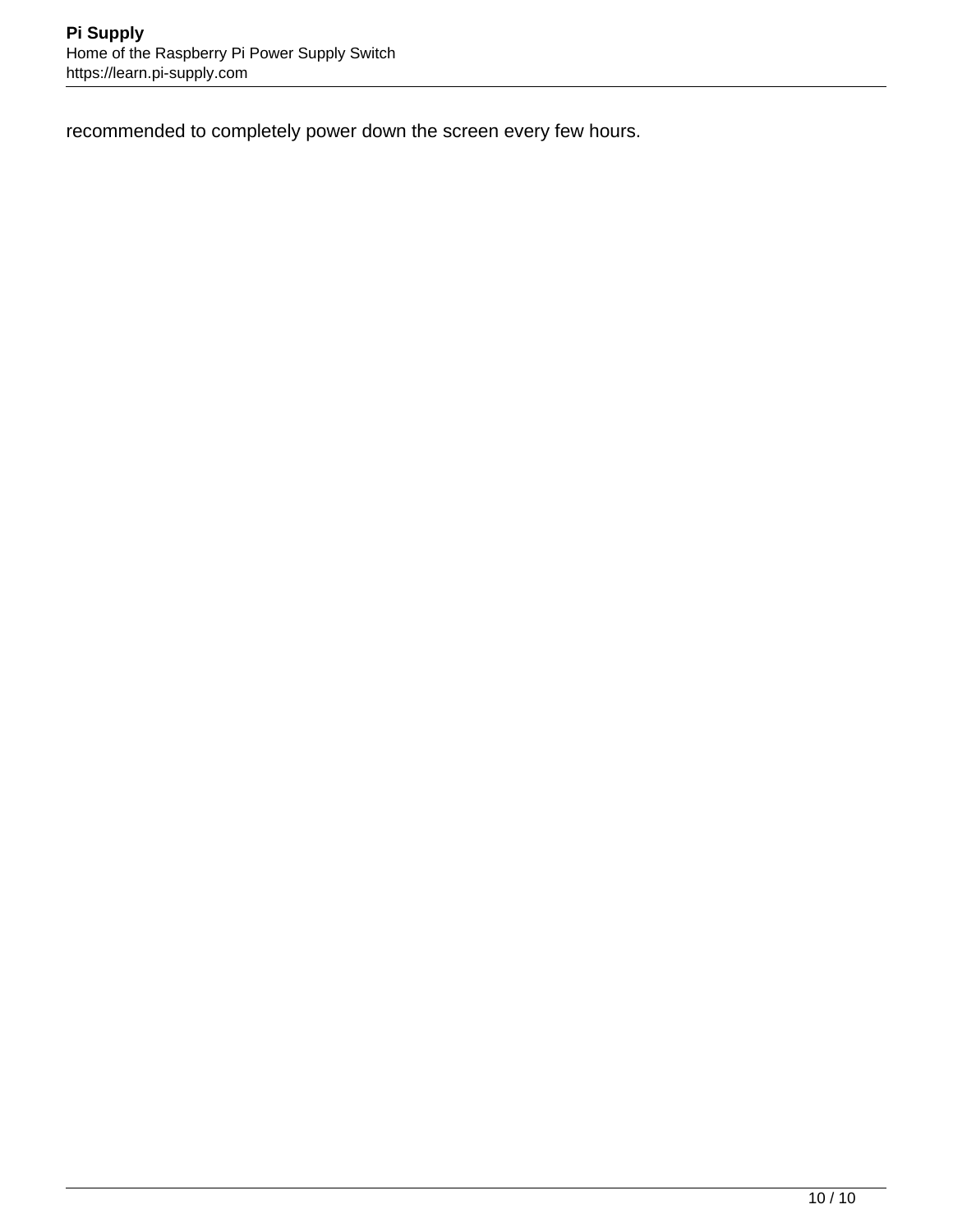recommended to completely power down the screen every few hours.